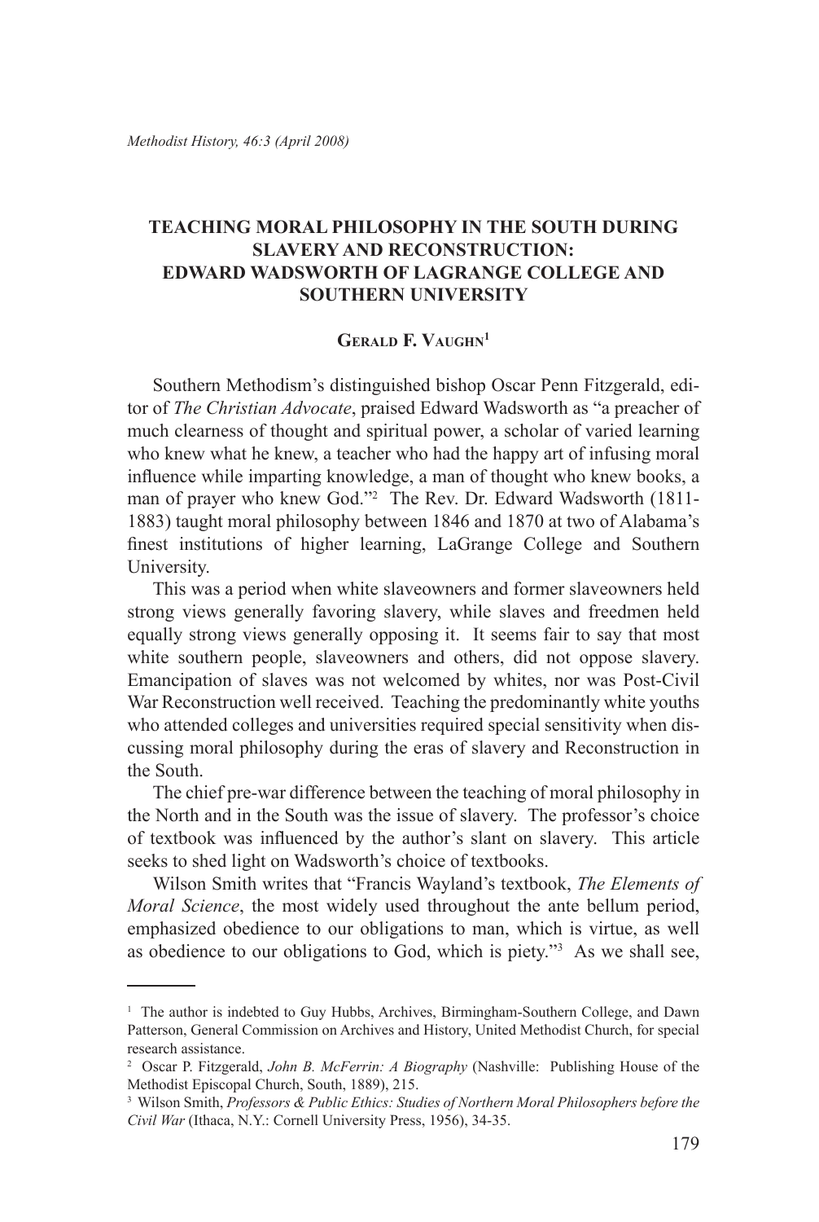# TEACHING MORAL PHILOSOPHY IN THE SOUTH DURING SLAVERY AND RECONSTRUCTION: EDWARD WADSWORTH OF LAGRANGE COLLEGE AND SOUTHERN UNIVERSITY

**Gerald F. Vaughn**[1]

Southern Methodism's distinguished bishop Oscar Penn Fitzgerald, editor of *The Christian Advocate*, praised Edward Wadsworth as "a preacher of much clearness of thought and spiritual power, a scholar of varied learning who knew what he knew, a teacher who had the happy art of infusing moral influence while imparting knowledge, a man of thought who knew books, a man of prayer who knew God."[2] The Rev. Dr. Edward Wadsworth (1811-1883) taught moral philosophy between 1846 and 1870 at two of Alabama's finest institutions of higher learning, LaGrange College and Southern University.

This was a period when white slaveowners and former slaveowners held strong views generally favoring slavery, while slaves and freedmen held equally strong views generally opposing it. It seems fair to say that most white southern people, slaveowners and others, did not oppose slavery. Emancipation of slaves was not welcomed by whites, nor was Post-Civil War Reconstruction well received. Teaching the predominantly white youths who attended colleges and universities required special sensitivity when discussing moral philosophy during the eras of slavery and Reconstruction in the South.

The chief pre-war difference between the teaching of moral philosophy in the North and in the South was the issue of slavery. The professor's choice of textbook was influenced by the author's slant on slavery. This article seeks to shed light on Wadsworth's choice of textbooks.

Wilson Smith writes that "Francis Wayland's textbook, *The Elements of Moral Science*, the most widely used throughout the ante bellum period, emphasized obedience to our obligations to man, which is virtue, as well as obedience to our obligations to God, which is piety."[3] As we shall see,

---

[1] The author is indebted to Guy Hubbs, Archives, Birmingham-Southern College, and Dawn Patterson, General Commission on Archives and History, United Methodist Church, for special research assistance.

[2] Oscar P. Fitzgerald, *John B. McFerrin: A Biography* (Nashville: Publishing House of the Methodist Episcopal Church, South, 1889), 215.

[3] Wilson Smith, *Professors & Public Ethics: Studies of Northern Moral Philosophers before the Civil War* (Ithaca, N.Y.: Cornell University Press, 1956), 34-35.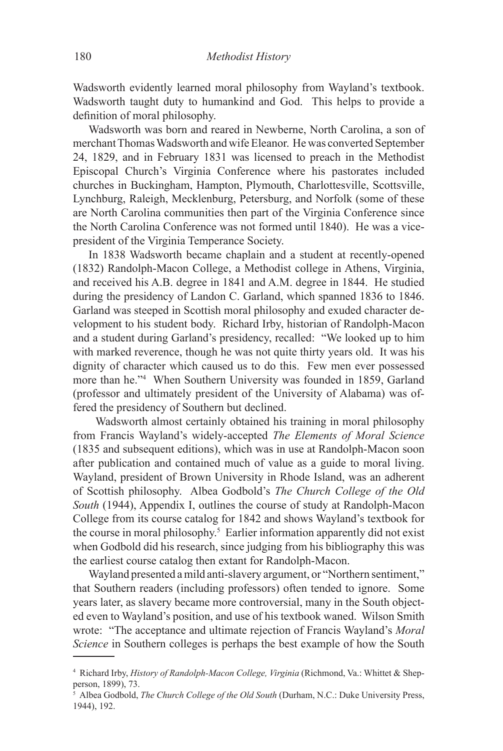Wadsworth evidently learned moral philosophy from Wayland's textbook. Wadsworth taught duty to humankind and God. This helps to provide a definition of moral philosophy.

Wadsworth was born and reared in Newberne, North Carolina, a son of merchant Thomas Wadsworth and wife Eleanor. He was converted September 24, 1829, and in February 1831 was licensed to preach in the Methodist Episcopal Church's Virginia Conference where his pastorates included churches in Buckingham, Hampton, Plymouth, Charlottesville, Scottsville, Lynchburg, Raleigh, Mecklenburg, Petersburg, and Norfolk (some of these are North Carolina communities then part of the Virginia Conference since the North Carolina Conference was not formed until 1840). He was a vice-president of the Virginia Temperance Society.

In 1838 Wadsworth became chaplain and a student at recently-opened (1832) Randolph-Macon College, a Methodist college in Athens, Virginia, and received his A.B. degree in 1841 and A.M. degree in 1844. He studied during the presidency of Landon C. Garland, which spanned 1836 to 1846. Garland was steeped in Scottish moral philosophy and exuded character development to his student body. Richard Irby, historian of Randolph-Macon and a student during Garland's presidency, recalled: "We looked up to him with marked reverence, though he was not quite thirty years old. It was his dignity of character which caused us to do this. Few men ever possessed more than he."[4] When Southern University was founded in 1859, Garland (professor and ultimately president of the University of Alabama) was offered the presidency of Southern but declined.

Wadsworth almost certainly obtained his training in moral philosophy from Francis Wayland's widely-accepted *The Elements of Moral Science* (1835 and subsequent editions), which was in use at Randolph-Macon soon after publication and contained much of value as a guide to moral living. Wayland, president of Brown University in Rhode Island, was an adherent of Scottish philosophy. Albea Godbold's *The Church College of the Old South* (1944), Appendix I, outlines the course of study at Randolph-Macon College from its course catalog for 1842 and shows Wayland's textbook for the course in moral philosophy.[5] Earlier information apparently did not exist when Godbold did his research, since judging from his bibliography this was the earliest course catalog then extant for Randolph-Macon.

Wayland presented a mild anti-slavery argument, or "Northern sentiment," that Southern readers (including professors) often tended to ignore. Some years later, as slavery became more controversial, many in the South objected even to Wayland's position, and use of his textbook waned. Wilson Smith wrote: "The acceptance and ultimate rejection of Francis Wayland's *Moral Science* in Southern colleges is perhaps the best example of how the South

---

[4] Richard Irby, *History of Randolph-Macon College, Virginia* (Richmond, Va.: Whittet & Shepperson, 1899), 73.

[5] Albea Godbold, *The Church College of the Old South* (Durham, N.C.: Duke University Press, 1944), 192.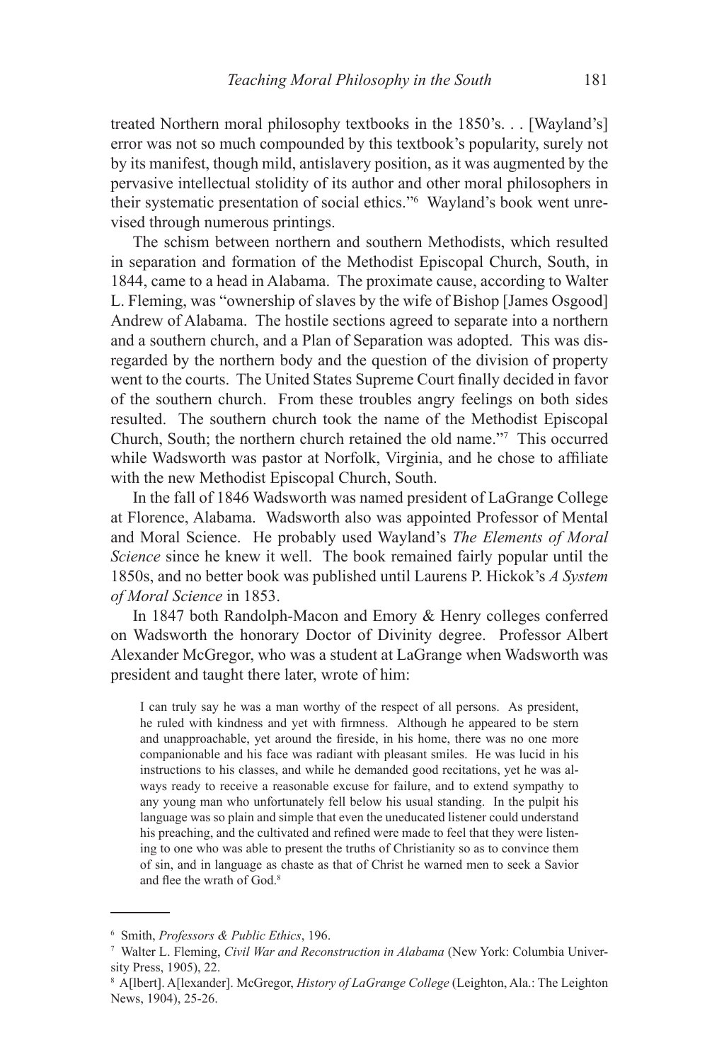treated Northern moral philosophy textbooks in the 1850's. . . [Wayland's] error was not so much compounded by this textbook's popularity, surely not by its manifest, though mild, antislavery position, as it was augmented by the pervasive intellectual stolidity of its author and other moral philosophers in their systematic presentation of social ethics."[6] Wayland's book went unrevised through numerous printings.

The schism between northern and southern Methodists, which resulted in separation and formation of the Methodist Episcopal Church, South, in 1844, came to a head in Alabama. The proximate cause, according to Walter L. Fleming, was "ownership of slaves by the wife of Bishop [James Osgood] Andrew of Alabama. The hostile sections agreed to separate into a northern and a southern church, and a Plan of Separation was adopted. This was disregarded by the northern body and the question of the division of property went to the courts. The United States Supreme Court finally decided in favor of the southern church. From these troubles angry feelings on both sides resulted. The southern church took the name of the Methodist Episcopal Church, South; the northern church retained the old name."[7] This occurred while Wadsworth was pastor at Norfolk, Virginia, and he chose to affiliate with the new Methodist Episcopal Church, South.

In the fall of 1846 Wadsworth was named president of LaGrange College at Florence, Alabama. Wadsworth also was appointed Professor of Mental and Moral Science. He probably used Wayland's *The Elements of Moral Science* since he knew it well. The book remained fairly popular until the 1850s, and no better book was published until Laurens P. Hickok's *A System of Moral Science* in 1853.

In 1847 both Randolph-Macon and Emory & Henry colleges conferred on Wadsworth the honorary Doctor of Divinity degree. Professor Albert Alexander McGregor, who was a student at LaGrange when Wadsworth was president and taught there later, wrote of him:

> I can truly say he was a man worthy of the respect of all persons. As president, he ruled with kindness and yet with firmness. Although he appeared to be stern and unapproachable, yet around the fireside, in his home, there was no one more companionable and his face was radiant with pleasant smiles. He was lucid in his instructions to his classes, and while he demanded good recitations, yet he was always ready to receive a reasonable excuse for failure, and to extend sympathy to any young man who unfortunately fell below his usual standing. In the pulpit his language was so plain and simple that even the uneducated listener could understand his preaching, and the cultivated and refined were made to feel that they were listening to one who was able to present the truths of Christianity so as to convince them of sin, and in language as chaste as that of Christ he warned men to seek a Savior and flee the wrath of God.[8]

---

[6] Smith, *Professors & Public Ethics*, 196.

[7] Walter L. Fleming, *Civil War and Reconstruction in Alabama* (New York: Columbia University Press, 1905), 22.

[8] A[lbert]. A[lexander]. McGregor, *History of LaGrange College* (Leighton, Ala.: The Leighton News, 1904), 25-26.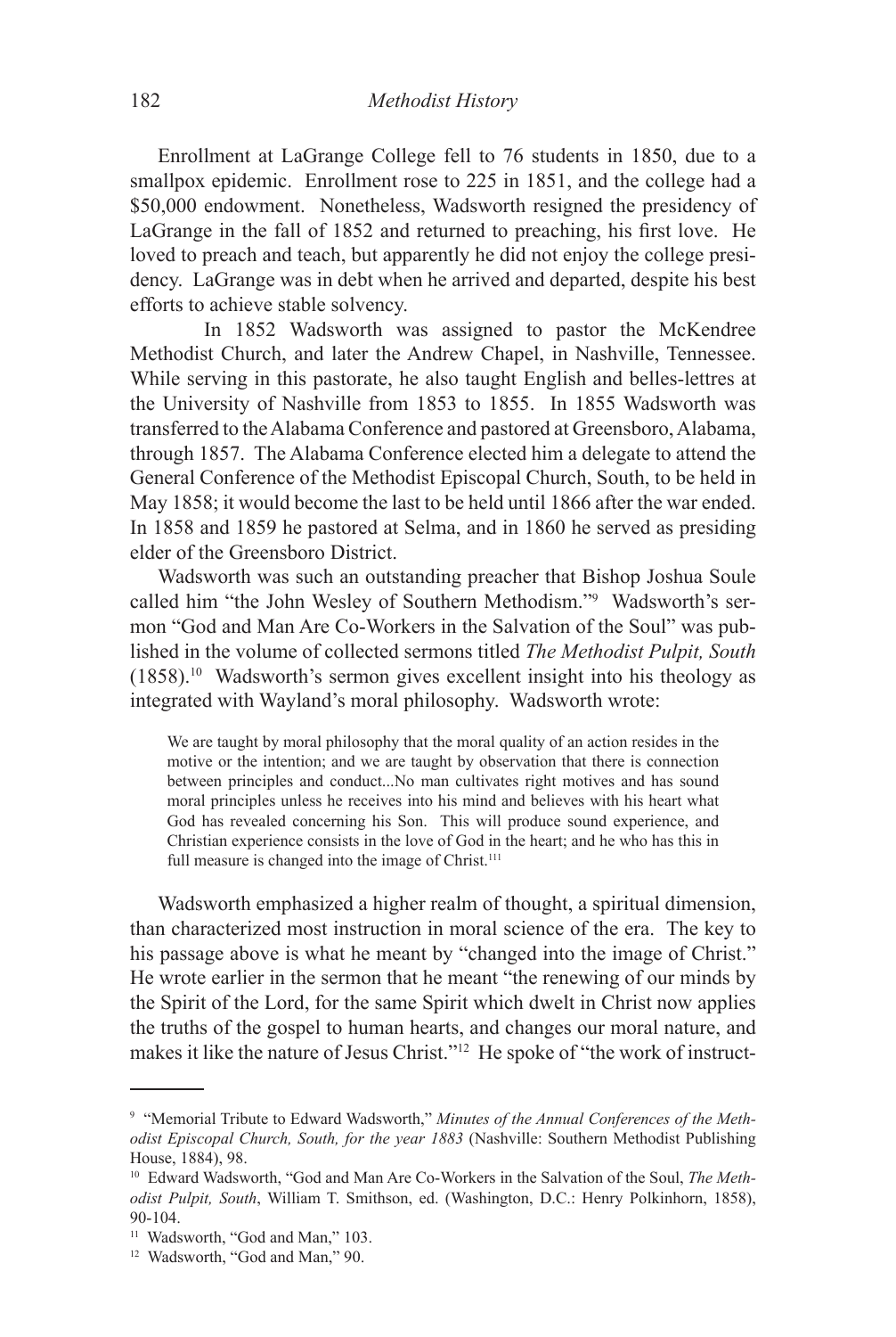Enrollment at LaGrange College fell to 76 students in 1850, due to a smallpox epidemic. Enrollment rose to 225 in 1851, and the college had a $50,000 endowment. Nonetheless, Wadsworth resigned the presidency of LaGrange in the fall of 1852 and returned to preaching, his first love. He loved to preach and teach, but apparently he did not enjoy the college presidency. LaGrange was in debt when he arrived and departed, despite his best efforts to achieve stable solvency.

In 1852 Wadsworth was assigned to pastor the McKendree Methodist Church, and later the Andrew Chapel, in Nashville, Tennessee. While serving in this pastorate, he also taught English and belles-lettres at the University of Nashville from 1853 to 1855. In 1855 Wadsworth was transferred to the Alabama Conference and pastored at Greensboro, Alabama, through 1857. The Alabama Conference elected him a delegate to attend the General Conference of the Methodist Episcopal Church, South, to be held in May 1858; it would become the last to be held until 1866 after the war ended. In 1858 and 1859 he pastored at Selma, and in 1860 he served as presiding elder of the Greensboro District.

Wadsworth was such an outstanding preacher that Bishop Joshua Soule called him "the John Wesley of Southern Methodism."[9] Wadsworth's sermon "God and Man Are Co-Workers in the Salvation of the Soul" was published in the volume of collected sermons titled *The Methodist Pulpit, South* (1858).[10] Wadsworth's sermon gives excellent insight into his theology as integrated with Wayland's moral philosophy. Wadsworth wrote:

> We are taught by moral philosophy that the moral quality of an action resides in the motive or the intention; and we are taught by observation that there is connection between principles and conduct...No man cultivates right motives and has sound moral principles unless he receives into his mind and believes with his heart what God has revealed concerning his Son. This will produce sound experience, and Christian experience consists in the love of God in the heart; and he who has this in full measure is changed into the image of Christ.[11]

Wadsworth emphasized a higher realm of thought, a spiritual dimension, than characterized most instruction in moral science of the era. The key to his passage above is what he meant by "changed into the image of Christ." He wrote earlier in the sermon that he meant "the renewing of our minds by the Spirit of the Lord, for the same Spirit which dwelt in Christ now applies the truths of the gospel to human hearts, and changes our moral nature, and makes it like the nature of Jesus Christ."[12] He spoke of "the work of instruct-

---

[9] "Memorial Tribute to Edward Wadsworth," *Minutes of the Annual Conferences of the Methodist Episcopal Church, South, for the year 1883* (Nashville: Southern Methodist Publishing House, 1884), 98.

[10] Edward Wadsworth, "God and Man Are Co-Workers in the Salvation of the Soul, *The Methodist Pulpit, South*, William T. Smithson, ed. (Washington, D.C.: Henry Polkinhorn, 1858), 90-104.

[11] Wadsworth, "God and Man," 103.

[12] Wadsworth, "God and Man," 90.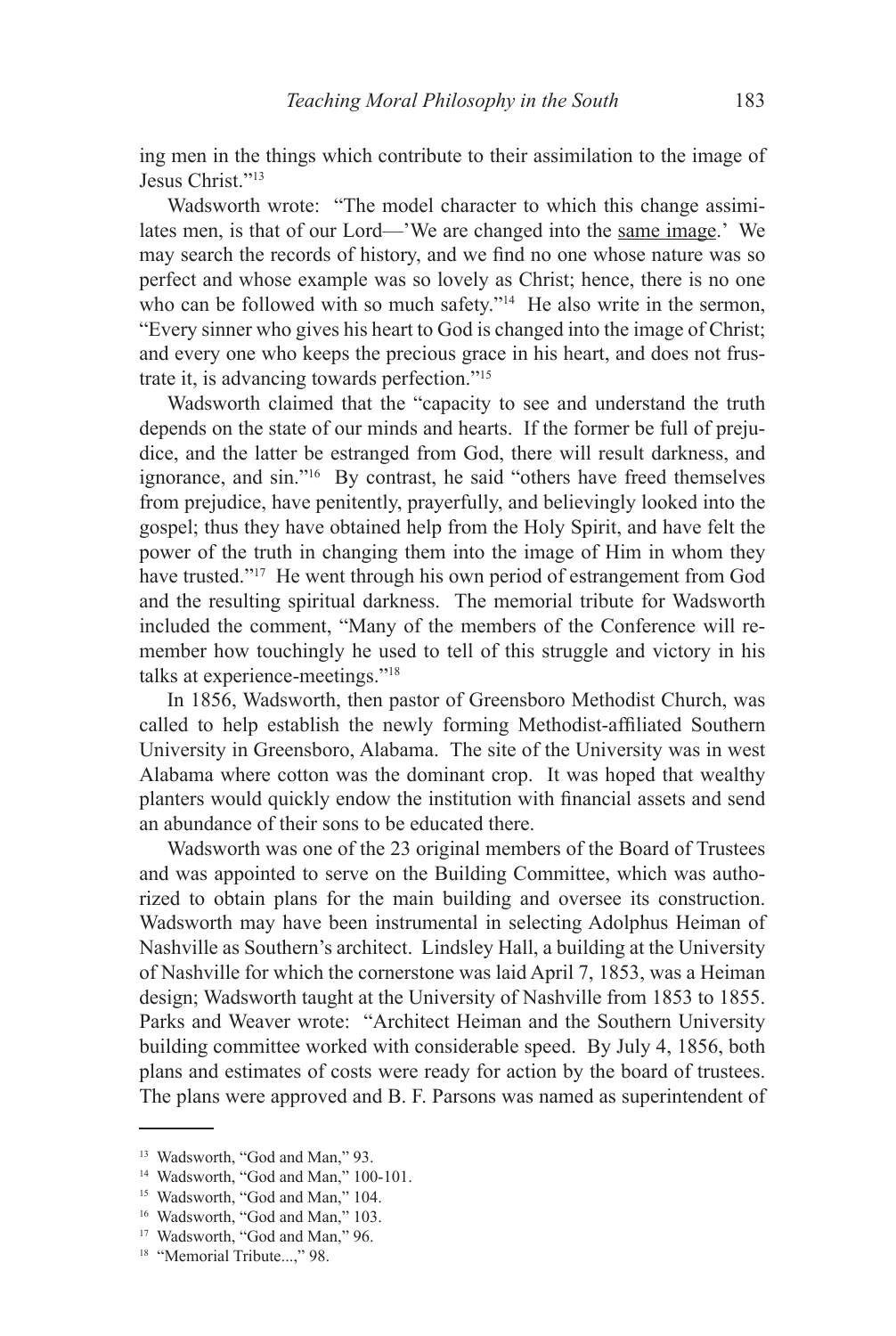ing men in the things which contribute to their assimilation to the image of Jesus Christ."[13]

Wadsworth wrote: "The model character to which this change assimilates men, is that of our Lord—'We are changed into the same image.' We may search the records of history, and we find no one whose nature was so perfect and whose example was so lovely as Christ; hence, there is no one who can be followed with so much safety."[14] He also write in the sermon, "Every sinner who gives his heart to God is changed into the image of Christ; and every one who keeps the precious grace in his heart, and does not frustrate it, is advancing towards perfection."[15]

Wadsworth claimed that the "capacity to see and understand the truth depends on the state of our minds and hearts. If the former be full of prejudice, and the latter be estranged from God, there will result darkness, and ignorance, and sin."[16] By contrast, he said "others have freed themselves from prejudice, have penitently, prayerfully, and believingly looked into the gospel; thus they have obtained help from the Holy Spirit, and have felt the power of the truth in changing them into the image of Him in whom they have trusted."[17] He went through his own period of estrangement from God and the resulting spiritual darkness. The memorial tribute for Wadsworth included the comment, "Many of the members of the Conference will remember how touchingly he used to tell of this struggle and victory in his talks at experience-meetings."[18]

In 1856, Wadsworth, then pastor of Greensboro Methodist Church, was called to help establish the newly forming Methodist-affiliated Southern University in Greensboro, Alabama. The site of the University was in west Alabama where cotton was the dominant crop. It was hoped that wealthy planters would quickly endow the institution with financial assets and send an abundance of their sons to be educated there.

Wadsworth was one of the 23 original members of the Board of Trustees and was appointed to serve on the Building Committee, which was authorized to obtain plans for the main building and oversee its construction. Wadsworth may have been instrumental in selecting Adolphus Heiman of Nashville as Southern's architect. Lindsley Hall, a building at the University of Nashville for which the cornerstone was laid April 7, 1853, was a Heiman design; Wadsworth taught at the University of Nashville from 1853 to 1855. Parks and Weaver wrote: "Architect Heiman and the Southern University building committee worked with considerable speed. By July 4, 1856, both plans and estimates of costs were ready for action by the board of trustees. The plans were approved and B. F. Parsons was named as superintendent of

---

[13] Wadsworth, "God and Man," 93.

[14] Wadsworth, "God and Man," 100-101.

[15] Wadsworth, "God and Man," 104.

[16] Wadsworth, "God and Man," 103.

[17] Wadsworth, "God and Man," 96.

[18] "Memorial Tribute...," 98.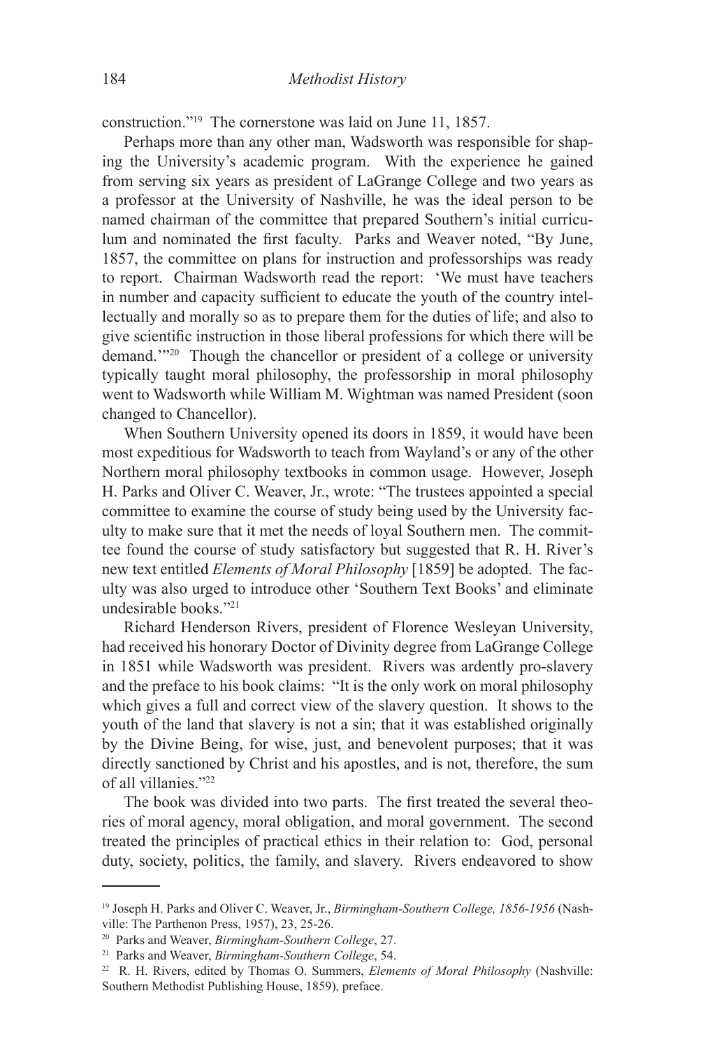construction."[19] The cornerstone was laid on June 11, 1857.

Perhaps more than any other man, Wadsworth was responsible for shaping the University's academic program. With the experience he gained from serving six years as president of LaGrange College and two years as a professor at the University of Nashville, he was the ideal person to be named chairman of the committee that prepared Southern's initial curriculum and nominated the first faculty. Parks and Weaver noted, "By June, 1857, the committee on plans for instruction and professorships was ready to report. Chairman Wadsworth read the report: 'We must have teachers in number and capacity sufficient to educate the youth of the country intellectually and morally so as to prepare them for the duties of life; and also to give scientific instruction in those liberal professions for which there will be demand.'"[20] Though the chancellor or president of a college or university typically taught moral philosophy, the professorship in moral philosophy went to Wadsworth while William M. Wightman was named President (soon changed to Chancellor).

When Southern University opened its doors in 1859, it would have been most expeditious for Wadsworth to teach from Wayland's or any of the other Northern moral philosophy textbooks in common usage. However, Joseph H. Parks and Oliver C. Weaver, Jr., wrote: "The trustees appointed a special committee to examine the course of study being used by the University faculty to make sure that it met the needs of loyal Southern men. The committee found the course of study satisfactory but suggested that R. H. River's new text entitled *Elements of Moral Philosophy* [1859] be adopted. The faculty was also urged to introduce other 'Southern Text Books' and eliminate undesirable books."[21]

Richard Henderson Rivers, president of Florence Wesleyan University, had received his honorary Doctor of Divinity degree from LaGrange College in 1851 while Wadsworth was president. Rivers was ardently pro-slavery and the preface to his book claims: "It is the only work on moral philosophy which gives a full and correct view of the slavery question. It shows to the youth of the land that slavery is not a sin; that it was established originally by the Divine Being, for wise, just, and benevolent purposes; that it was directly sanctioned by Christ and his apostles, and is not, therefore, the sum of all villanies."[22]

The book was divided into two parts. The first treated the several theories of moral agency, moral obligation, and moral government. The second treated the principles of practical ethics in their relation to: God, personal duty, society, politics, the family, and slavery. Rivers endeavored to show

---

[19] Joseph H. Parks and Oliver C. Weaver, Jr., *Birmingham-Southern College, 1856-1956* (Nashville: The Parthenon Press, 1957), 23, 25-26.

[20] Parks and Weaver, *Birmingham-Southern College*, 27.

[21] Parks and Weaver, *Birmingham-Southern College*, 54.

[22] R. H. Rivers, edited by Thomas O. Summers, *Elements of Moral Philosophy* (Nashville: Southern Methodist Publishing House, 1859), preface.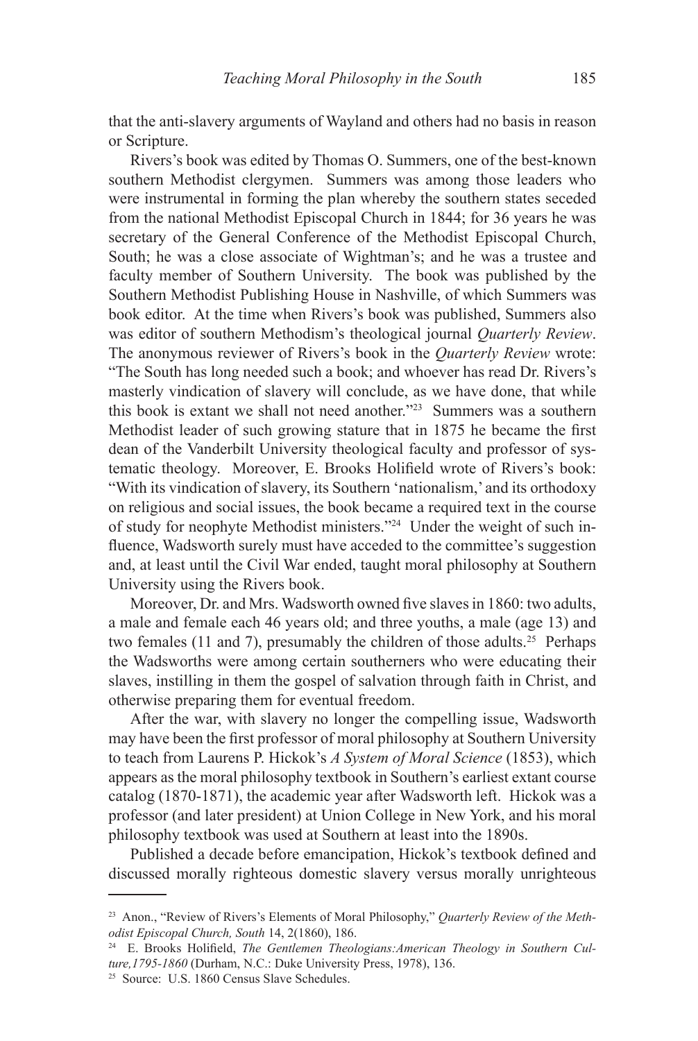that the anti-slavery arguments of Wayland and others had no basis in reason or Scripture.

Rivers's book was edited by Thomas O. Summers, one of the best-known southern Methodist clergymen. Summers was among those leaders who were instrumental in forming the plan whereby the southern states seceded from the national Methodist Episcopal Church in 1844; for 36 years he was secretary of the General Conference of the Methodist Episcopal Church, South; he was a close associate of Wightman's; and he was a trustee and faculty member of Southern University. The book was published by the Southern Methodist Publishing House in Nashville, of which Summers was book editor. At the time when Rivers's book was published, Summers also was editor of southern Methodism's theological journal *Quarterly Review*. The anonymous reviewer of Rivers's book in the *Quarterly Review* wrote: "The South has long needed such a book; and whoever has read Dr. Rivers's masterly vindication of slavery will conclude, as we have done, that while this book is extant we shall not need another."[23] Summers was a southern Methodist leader of such growing stature that in 1875 he became the first dean of the Vanderbilt University theological faculty and professor of systematic theology. Moreover, E. Brooks Holifield wrote of Rivers's book: "With its vindication of slavery, its Southern 'nationalism,' and its orthodoxy on religious and social issues, the book became a required text in the course of study for neophyte Methodist ministers."[24] Under the weight of such influence, Wadsworth surely must have acceded to the committee's suggestion and, at least until the Civil War ended, taught moral philosophy at Southern University using the Rivers book.

Moreover, Dr. and Mrs. Wadsworth owned five slaves in 1860: two adults, a male and female each 46 years old; and three youths, a male (age 13) and two females (11 and 7), presumably the children of those adults.[25] Perhaps the Wadsworths were among certain southerners who were educating their slaves, instilling in them the gospel of salvation through faith in Christ, and otherwise preparing them for eventual freedom.

After the war, with slavery no longer the compelling issue, Wadsworth may have been the first professor of moral philosophy at Southern University to teach from Laurens P. Hickok's *A System of Moral Science* (1853), which appears as the moral philosophy textbook in Southern's earliest extant course catalog (1870-1871), the academic year after Wadsworth left. Hickok was a professor (and later president) at Union College in New York, and his moral philosophy textbook was used at Southern at least into the 1890s.

Published a decade before emancipation, Hickok's textbook defined and discussed morally righteous domestic slavery versus morally unrighteous

---

[23] Anon., "Review of Rivers's Elements of Moral Philosophy," *Quarterly Review of the Methodist Episcopal Church, South* 14, 2(1860), 186.

[24] E. Brooks Holifield, *The Gentlemen Theologians:American Theology in Southern Culture,1795-1860* (Durham, N.C.: Duke University Press, 1978), 136.

[25] Source: U.S. 1860 Census Slave Schedules.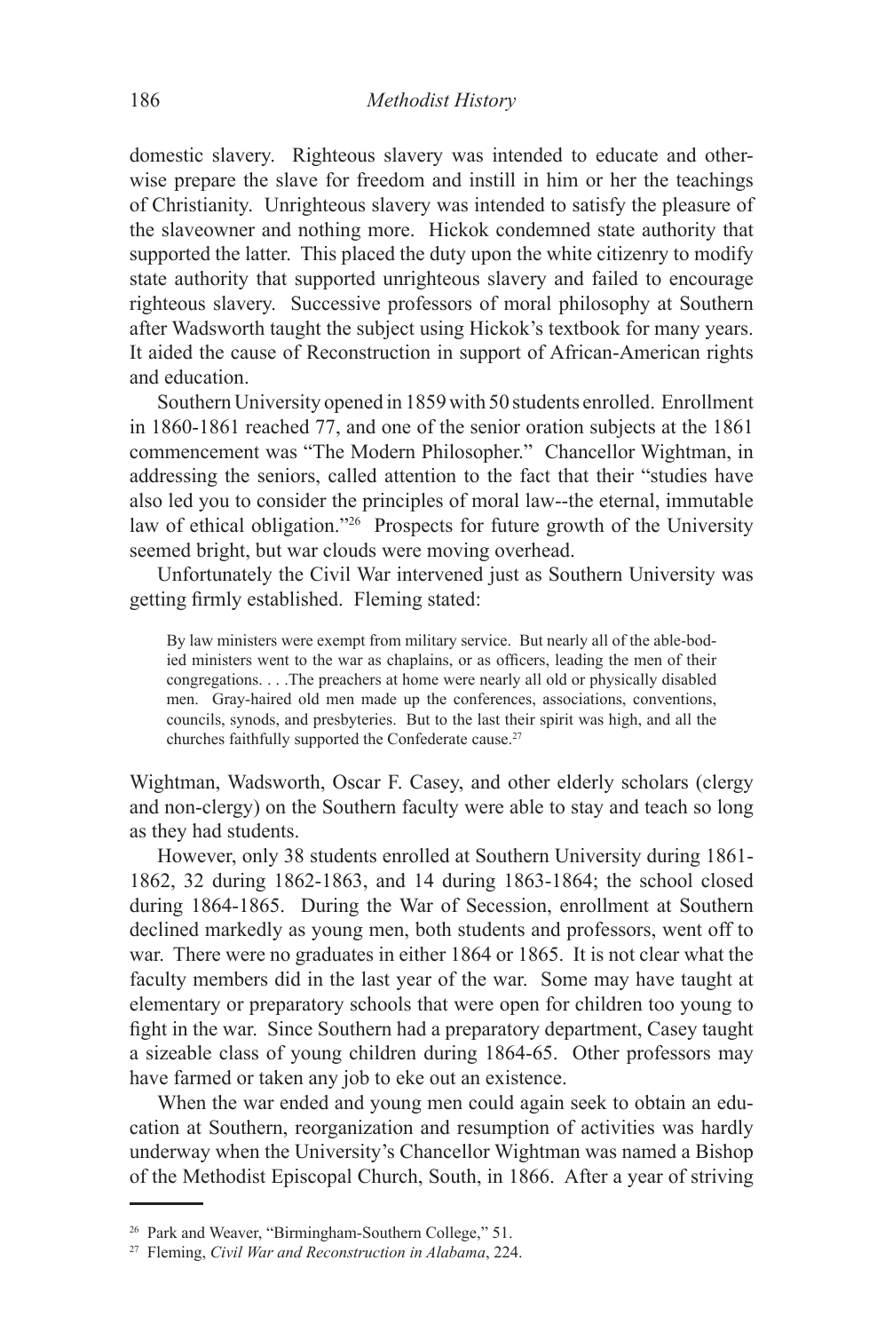domestic slavery. Righteous slavery was intended to educate and otherwise prepare the slave for freedom and instill in him or her the teachings of Christianity. Unrighteous slavery was intended to satisfy the pleasure of the slaveowner and nothing more. Hickok condemned state authority that supported the latter. This placed the duty upon the white citizenry to modify state authority that supported unrighteous slavery and failed to encourage righteous slavery. Successive professors of moral philosophy at Southern after Wadsworth taught the subject using Hickok's textbook for many years. It aided the cause of Reconstruction in support of African-American rights and education.

Southern University opened in 1859 with 50 students enrolled. Enrollment in 1860-1861 reached 77, and one of the senior oration subjects at the 1861 commencement was "The Modern Philosopher." Chancellor Wightman, in addressing the seniors, called attention to the fact that their "studies have also led you to consider the principles of moral law--the eternal, immutable law of ethical obligation."[26] Prospects for future growth of the University seemed bright, but war clouds were moving overhead.

Unfortunately the Civil War intervened just as Southern University was getting firmly established. Fleming stated:

> By law ministers were exempt from military service. But nearly all of the able-bodied ministers went to the war as chaplains, or as officers, leading the men of their congregations. . . .The preachers at home were nearly all old or physically disabled men. Gray-haired old men made up the conferences, associations, conventions, councils, synods, and presbyteries. But to the last their spirit was high, and all the churches faithfully supported the Confederate cause.[27]

Wightman, Wadsworth, Oscar F. Casey, and other elderly scholars (clergy and non-clergy) on the Southern faculty were able to stay and teach so long as they had students.

However, only 38 students enrolled at Southern University during 1861-1862, 32 during 1862-1863, and 14 during 1863-1864; the school closed during 1864-1865. During the War of Secession, enrollment at Southern declined markedly as young men, both students and professors, went off to war. There were no graduates in either 1864 or 1865. It is not clear what the faculty members did in the last year of the war. Some may have taught at elementary or preparatory schools that were open for children too young to fight in the war. Since Southern had a preparatory department, Casey taught a sizeable class of young children during 1864-65. Other professors may have farmed or taken any job to eke out an existence.

When the war ended and young men could again seek to obtain an education at Southern, reorganization and resumption of activities was hardly underway when the University's Chancellor Wightman was named a Bishop of the Methodist Episcopal Church, South, in 1866. After a year of striving

---

[26] Park and Weaver, "Birmingham-Southern College," 51.

[27] Fleming, *Civil War and Reconstruction in Alabama*, 224.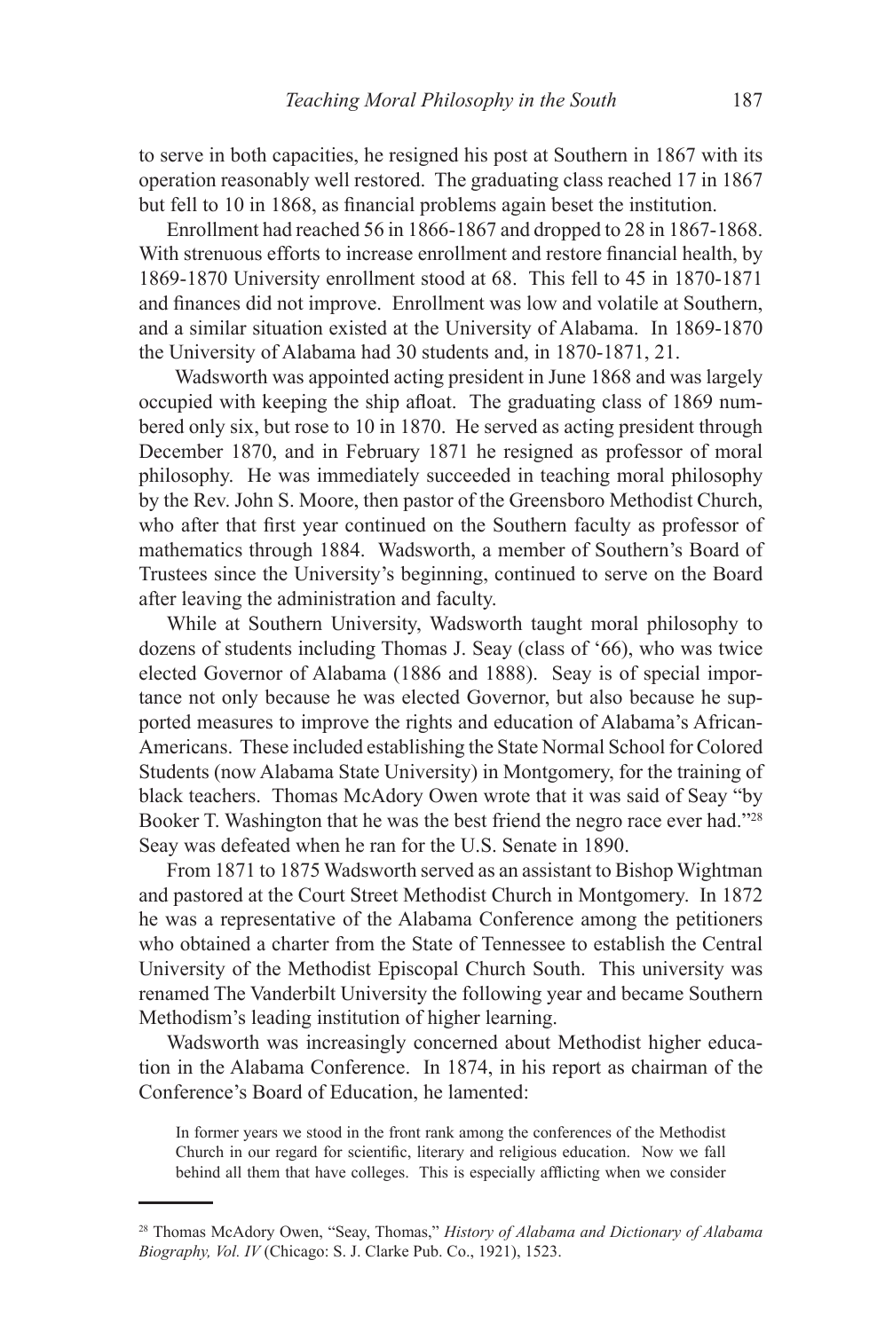to serve in both capacities, he resigned his post at Southern in 1867 with its operation reasonably well restored. The graduating class reached 17 in 1867 but fell to 10 in 1868, as financial problems again beset the institution.

Enrollment had reached 56 in 1866-1867 and dropped to 28 in 1867-1868. With strenuous efforts to increase enrollment and restore financial health, by 1869-1870 University enrollment stood at 68. This fell to 45 in 1870-1871 and finances did not improve. Enrollment was low and volatile at Southern, and a similar situation existed at the University of Alabama. In 1869-1870 the University of Alabama had 30 students and, in 1870-1871, 21.

Wadsworth was appointed acting president in June 1868 and was largely occupied with keeping the ship afloat. The graduating class of 1869 numbered only six, but rose to 10 in 1870. He served as acting president through December 1870, and in February 1871 he resigned as professor of moral philosophy. He was immediately succeeded in teaching moral philosophy by the Rev. John S. Moore, then pastor of the Greensboro Methodist Church, who after that first year continued on the Southern faculty as professor of mathematics through 1884. Wadsworth, a member of Southern's Board of Trustees since the University's beginning, continued to serve on the Board after leaving the administration and faculty.

While at Southern University, Wadsworth taught moral philosophy to dozens of students including Thomas J. Seay (class of '66), who was twice elected Governor of Alabama (1886 and 1888). Seay is of special importance not only because he was elected Governor, but also because he supported measures to improve the rights and education of Alabama's African-Americans. These included establishing the State Normal School for Colored Students (now Alabama State University) in Montgomery, for the training of black teachers. Thomas McAdory Owen wrote that it was said of Seay "by Booker T. Washington that he was the best friend the negro race ever had."[28] Seay was defeated when he ran for the U.S. Senate in 1890.

From 1871 to 1875 Wadsworth served as an assistant to Bishop Wightman and pastored at the Court Street Methodist Church in Montgomery. In 1872 he was a representative of the Alabama Conference among the petitioners who obtained a charter from the State of Tennessee to establish the Central University of the Methodist Episcopal Church South. This university was renamed The Vanderbilt University the following year and became Southern Methodism's leading institution of higher learning.

Wadsworth was increasingly concerned about Methodist higher education in the Alabama Conference. In 1874, in his report as chairman of the Conference's Board of Education, he lamented:

> In former years we stood in the front rank among the conferences of the Methodist Church in our regard for scientific, literary and religious education. Now we fall behind all them that have colleges. This is especially afflicting when we consider

---

[28] Thomas McAdory Owen, "Seay, Thomas," *History of Alabama and Dictionary of Alabama Biography, Vol. IV* (Chicago: S. J. Clarke Pub. Co., 1921), 1523.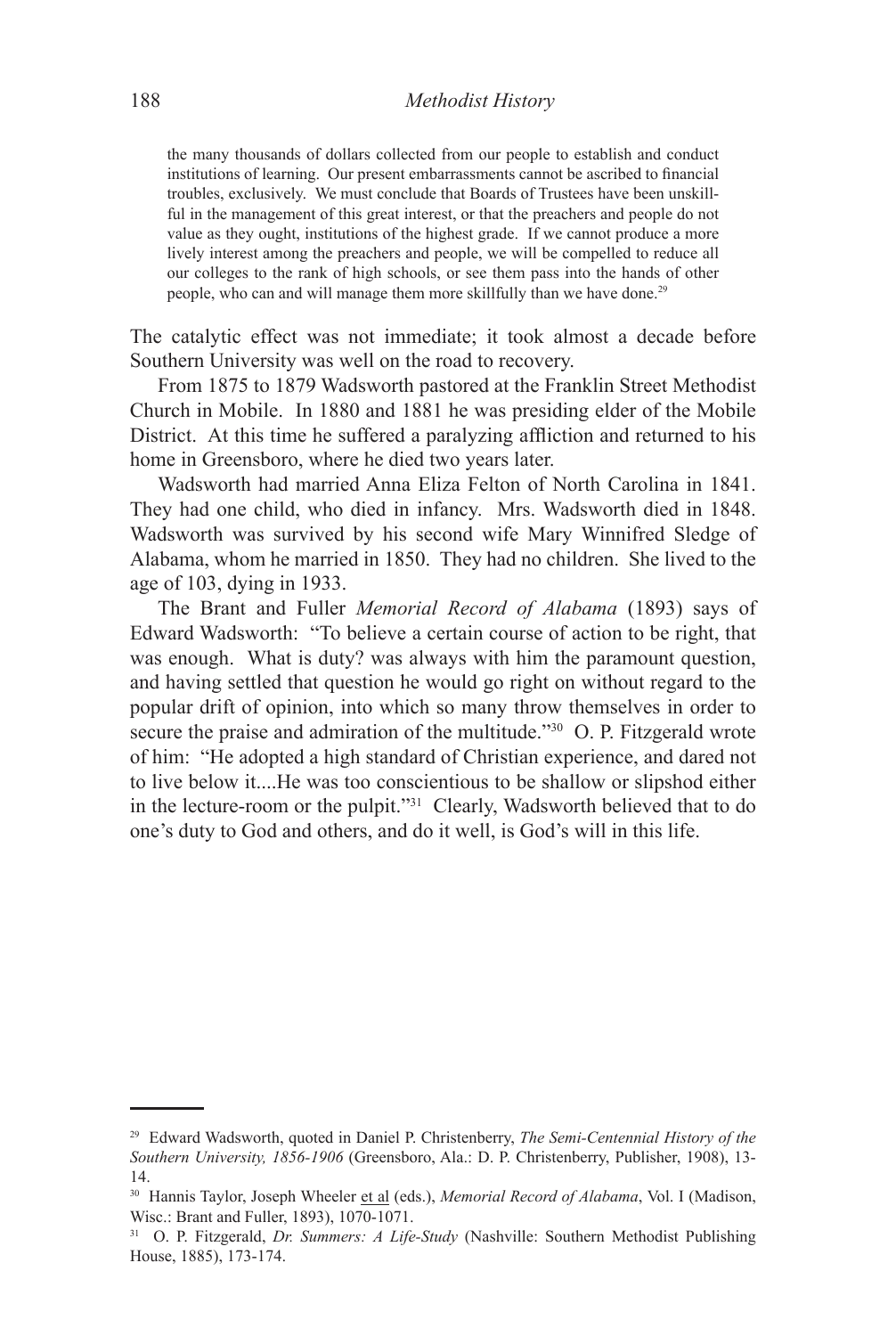> the many thousands of dollars collected from our people to establish and conduct institutions of learning. Our present embarrassments cannot be ascribed to financial troubles, exclusively. We must conclude that Boards of Trustees have been unskillful in the management of this great interest, or that the preachers and people do not value as they ought, institutions of the highest grade. If we cannot produce a more lively interest among the preachers and people, we will be compelled to reduce all our colleges to the rank of high schools, or see them pass into the hands of other people, who can and will manage them more skillfully than we have done.[29]

The catalytic effect was not immediate; it took almost a decade before Southern University was well on the road to recovery.

From 1875 to 1879 Wadsworth pastored at the Franklin Street Methodist Church in Mobile. In 1880 and 1881 he was presiding elder of the Mobile District. At this time he suffered a paralyzing affliction and returned to his home in Greensboro, where he died two years later.

Wadsworth had married Anna Eliza Felton of North Carolina in 1841. They had one child, who died in infancy. Mrs. Wadsworth died in 1848. Wadsworth was survived by his second wife Mary Winnifred Sledge of Alabama, whom he married in 1850. They had no children. She lived to the age of 103, dying in 1933.

The Brant and Fuller *Memorial Record of Alabama* (1893) says of Edward Wadsworth: "To believe a certain course of action to be right, that was enough. What is duty? was always with him the paramount question, and having settled that question he would go right on without regard to the popular drift of opinion, into which so many throw themselves in order to secure the praise and admiration of the multitude."[30] O. P. Fitzgerald wrote of him: "He adopted a high standard of Christian experience, and dared not to live below it....He was too conscientious to be shallow or slipshod either in the lecture-room or the pulpit."[31] Clearly, Wadsworth believed that to do one's duty to God and others, and do it well, is God's will in this life.

---

[29] Edward Wadsworth, quoted in Daniel P. Christenberry, *The Semi-Centennial History of the Southern University, 1856-1906* (Greensboro, Ala.: D. P. Christenberry, Publisher, 1908), 13-14.

[30] Hannis Taylor, Joseph Wheeler et al (eds.), *Memorial Record of Alabama*, Vol. I (Madison, Wisc.: Brant and Fuller, 1893), 1070-1071.

[31] O. P. Fitzgerald, *Dr. Summers: A Life-Study* (Nashville: Southern Methodist Publishing House, 1885), 173-174.